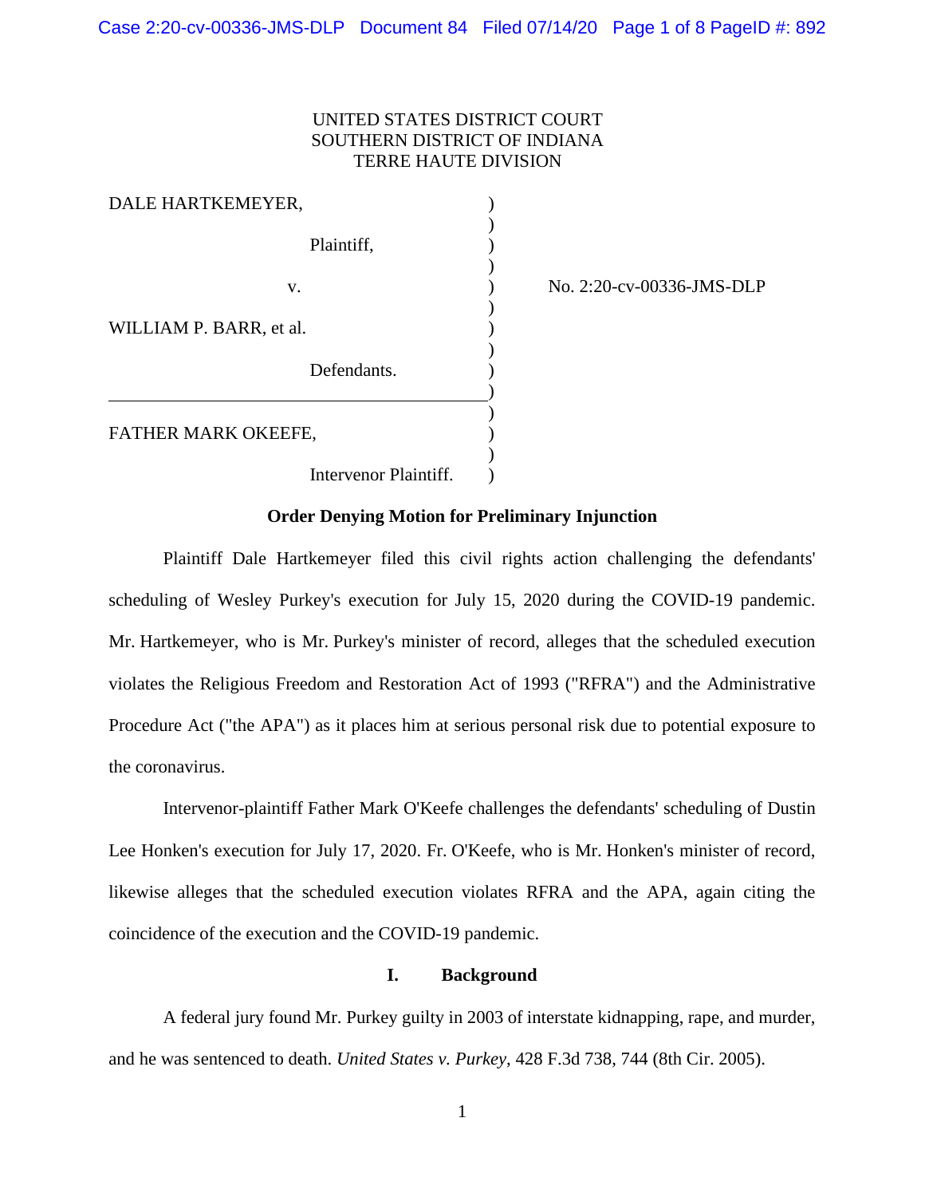UNITED STATES DISTRICT COURT
SOUTHERN DISTRICT OF INDIANA
TERRE HAUTE DIVISION

| | | |
|---|---|---|
| DALE HARTKEMEYER, | ) | |
| Plaintiff, | ) | |
| v. | ) | No. 2:20-cv-00336-JMS-DLP |
| WILLIAM P. BARR, et al. | ) | |
| Defendants. | ) | |
| FATHER MARK OKEEFE, | ) | |
| Intervenor Plaintiff. | ) | |

**Order Denying Motion for Preliminary Injunction**

Plaintiff Dale Hartkemeyer filed this civil rights action challenging the defendants' scheduling of Wesley Purkey's execution for July 15, 2020 during the COVID-19 pandemic. Mr. Hartkemeyer, who is Mr. Purkey's minister of record, alleges that the scheduled execution violates the Religious Freedom and Restoration Act of 1993 ("RFRA") and the Administrative Procedure Act ("the APA") as it places him at serious personal risk due to potential exposure to the coronavirus.

Intervenor-plaintiff Father Mark O'Keefe challenges the defendants' scheduling of Dustin Lee Honken's execution for July 17, 2020. Fr. O'Keefe, who is Mr. Honken's minister of record, likewise alleges that the scheduled execution violates RFRA and the APA, again citing the coincidence of the execution and the COVID-19 pandemic.

**I. Background**

A federal jury found Mr. Purkey guilty in 2003 of interstate kidnapping, rape, and murder, and he was sentenced to death. *United States v. Purkey*, 428 F.3d 738, 744 (8th Cir. 2005).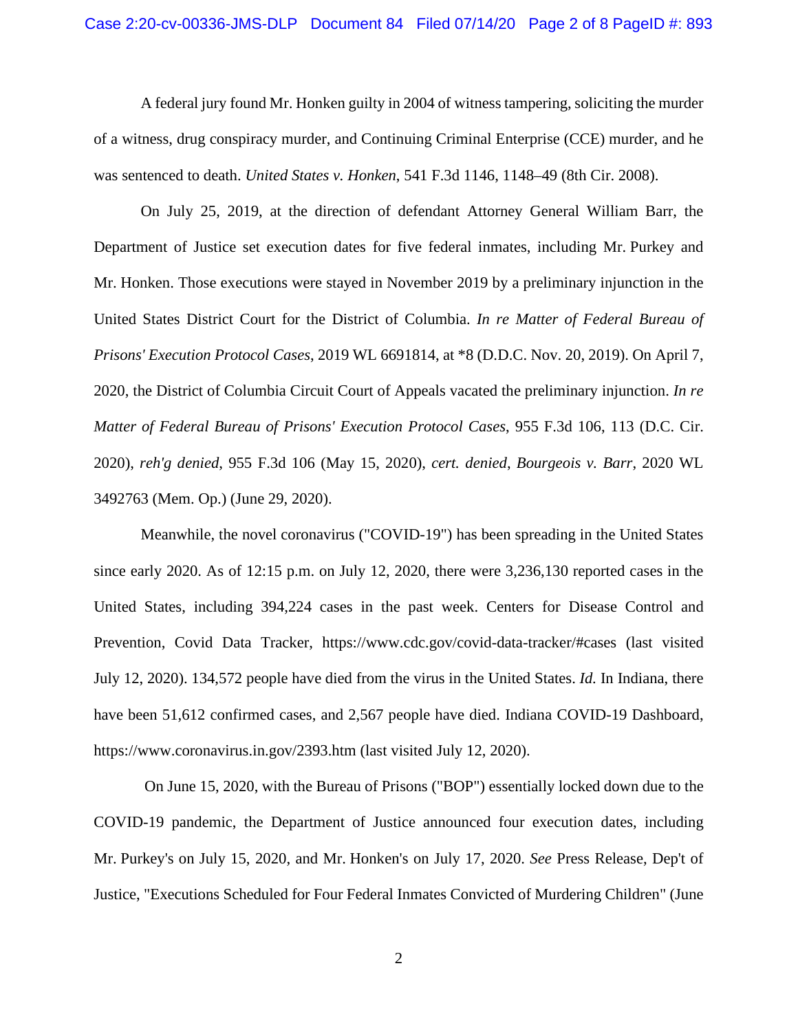A federal jury found Mr. Honken guilty in 2004 of witness tampering, soliciting the murder of a witness, drug conspiracy murder, and Continuing Criminal Enterprise (CCE) murder, and he was sentenced to death. *United States v. Honken*, 541 F.3d 1146, 1148–49 (8th Cir. 2008).

On July 25, 2019, at the direction of defendant Attorney General William Barr, the Department of Justice set execution dates for five federal inmates, including Mr. Purkey and Mr. Honken. Those executions were stayed in November 2019 by a preliminary injunction in the United States District Court for the District of Columbia. *In re Matter of Federal Bureau of Prisons' Execution Protocol Cases*, 2019 WL 6691814, at *8 (D.D.C. Nov. 20, 2019). On April 7, 2020, the District of Columbia Circuit Court of Appeals vacated the preliminary injunction. *In re Matter of Federal Bureau of Prisons' Execution Protocol Cases*, 955 F.3d 106, 113 (D.C. Cir. 2020), *reh'g denied*, 955 F.3d 106 (May 15, 2020), *cert. denied*, *Bourgeois v. Barr*, 2020 WL 3492763 (Mem. Op.) (June 29, 2020).

Meanwhile, the novel coronavirus ("COVID-19") has been spreading in the United States since early 2020. As of 12:15 p.m. on July 12, 2020, there were 3,236,130 reported cases in the United States, including 394,224 cases in the past week. Centers for Disease Control and Prevention, Covid Data Tracker, https://www.cdc.gov/covid-data-tracker/#cases (last visited July 12, 2020). 134,572 people have died from the virus in the United States. *Id.* In Indiana, there have been 51,612 confirmed cases, and 2,567 people have died. Indiana COVID-19 Dashboard, https://www.coronavirus.in.gov/2393.htm (last visited July 12, 2020).

On June 15, 2020, with the Bureau of Prisons ("BOP") essentially locked down due to the COVID-19 pandemic, the Department of Justice announced four execution dates, including Mr. Purkey's on July 15, 2020, and Mr. Honken's on July 17, 2020. *See* Press Release, Dep't of Justice, "Executions Scheduled for Four Federal Inmates Convicted of Murdering Children" (June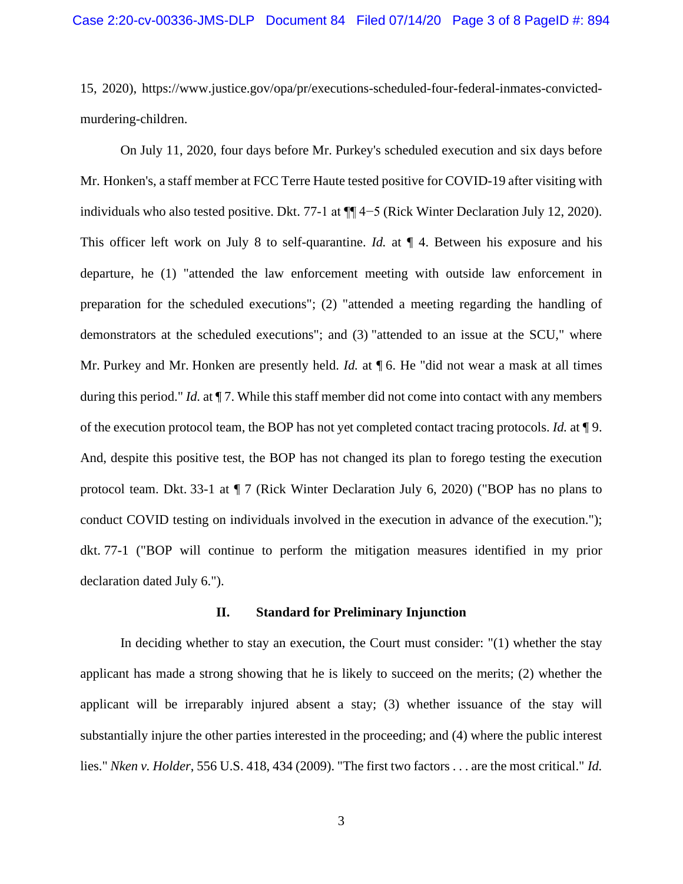15, 2020), https://www.justice.gov/opa/pr/executions-scheduled-four-federal-inmates-convicted-murdering-children.

On July 11, 2020, four days before Mr. Purkey's scheduled execution and six days before Mr. Honken's, a staff member at FCC Terre Haute tested positive for COVID-19 after visiting with individuals who also tested positive. Dkt. 77-1 at ¶¶ 4−5 (Rick Winter Declaration July 12, 2020). This officer left work on July 8 to self-quarantine. *Id.* at ¶ 4. Between his exposure and his departure, he (1) "attended the law enforcement meeting with outside law enforcement in preparation for the scheduled executions"; (2) "attended a meeting regarding the handling of demonstrators at the scheduled executions"; and (3) "attended to an issue at the SCU," where Mr. Purkey and Mr. Honken are presently held. *Id.* at ¶ 6. He "did not wear a mask at all times during this period." *Id.* at ¶ 7. While this staff member did not come into contact with any members of the execution protocol team, the BOP has not yet completed contact tracing protocols. *Id.* at ¶ 9. And, despite this positive test, the BOP has not changed its plan to forego testing the execution protocol team. Dkt. 33-1 at ¶ 7 (Rick Winter Declaration July 6, 2020) ("BOP has no plans to conduct COVID testing on individuals involved in the execution in advance of the execution."); dkt. 77-1 ("BOP will continue to perform the mitigation measures identified in my prior declaration dated July 6.").

## II. Standard for Preliminary Injunction

In deciding whether to stay an execution, the Court must consider: "(1) whether the stay applicant has made a strong showing that he is likely to succeed on the merits; (2) whether the applicant will be irreparably injured absent a stay; (3) whether issuance of the stay will substantially injure the other parties interested in the proceeding; and (4) where the public interest lies." *Nken v. Holder*, 556 U.S. 418, 434 (2009). "The first two factors . . . are the most critical." *Id.*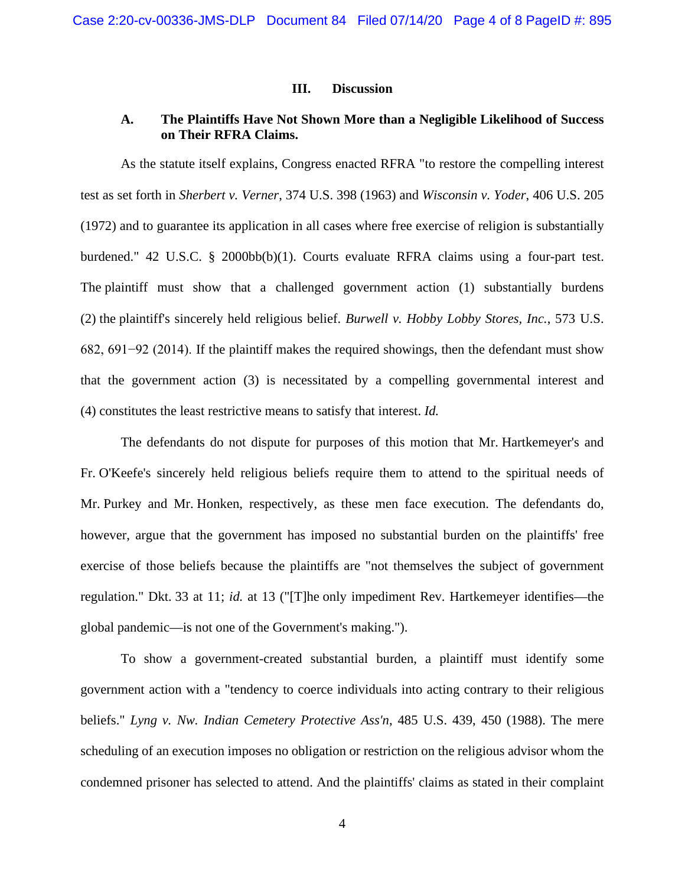## III. Discussion

### A. The Plaintiffs Have Not Shown More than a Negligible Likelihood of Success on Their RFRA Claims.

As the statute itself explains, Congress enacted RFRA "to restore the compelling interest test as set forth in *Sherbert v. Verner*, 374 U.S. 398 (1963) and *Wisconsin v. Yoder*, 406 U.S. 205 (1972) and to guarantee its application in all cases where free exercise of religion is substantially burdened." 42 U.S.C. § 2000bb(b)(1). Courts evaluate RFRA claims using a four-part test. The plaintiff must show that a challenged government action (1) substantially burdens (2) the plaintiff's sincerely held religious belief. *Burwell v. Hobby Lobby Stores, Inc.*, 573 U.S. 682, 691−92 (2014). If the plaintiff makes the required showings, then the defendant must show that the government action (3) is necessitated by a compelling governmental interest and (4) constitutes the least restrictive means to satisfy that interest. *Id.*

The defendants do not dispute for purposes of this motion that Mr. Hartkemeyer's and Fr. O'Keefe's sincerely held religious beliefs require them to attend to the spiritual needs of Mr. Purkey and Mr. Honken, respectively, as these men face execution. The defendants do, however, argue that the government has imposed no substantial burden on the plaintiffs' free exercise of those beliefs because the plaintiffs are "not themselves the subject of government regulation." Dkt. 33 at 11; *id.* at 13 ("[T]he only impediment Rev. Hartkemeyer identifies—the global pandemic—is not one of the Government's making.").

To show a government-created substantial burden, a plaintiff must identify some government action with a "tendency to coerce individuals into acting contrary to their religious beliefs." *Lyng v. Nw. Indian Cemetery Protective Ass'n*, 485 U.S. 439, 450 (1988). The mere scheduling of an execution imposes no obligation or restriction on the religious advisor whom the condemned prisoner has selected to attend. And the plaintiffs' claims as stated in their complaint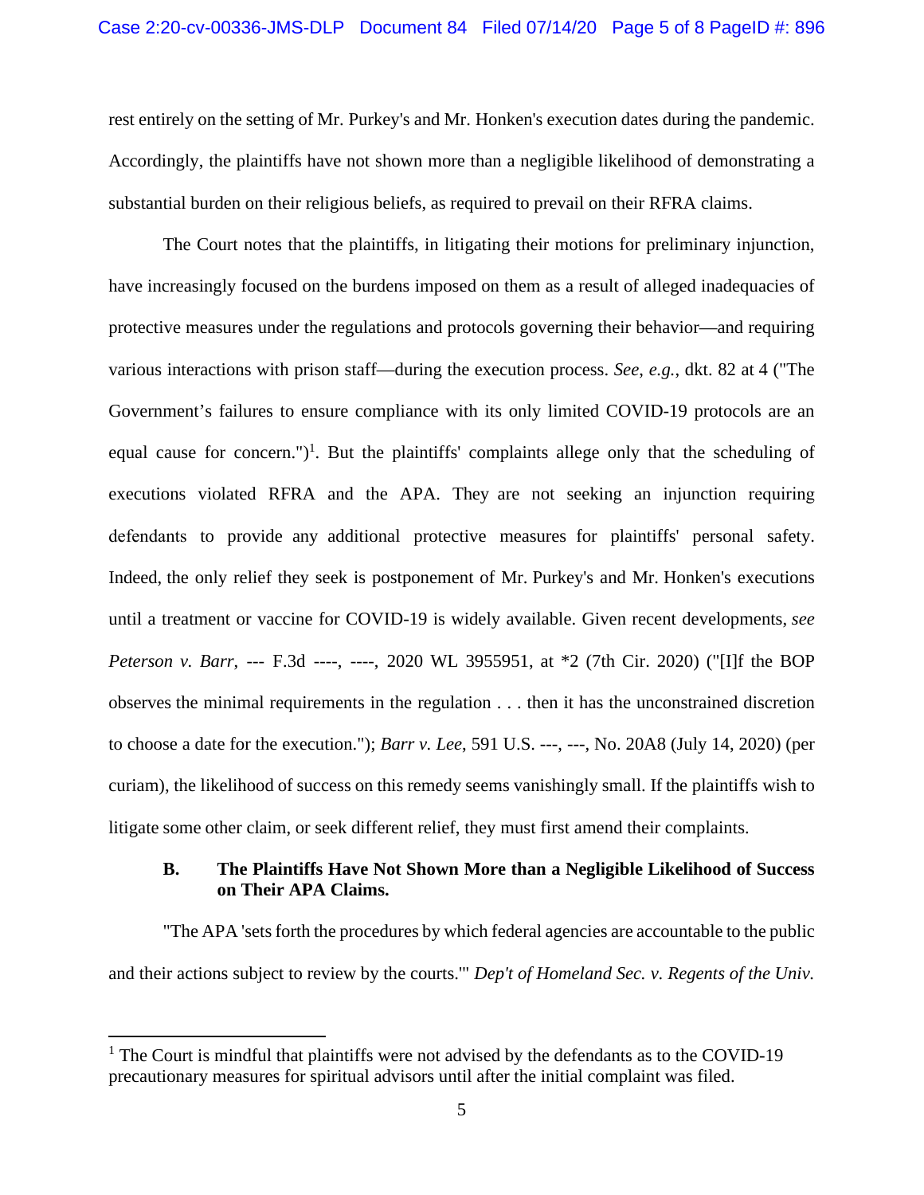rest entirely on the setting of Mr. Purkey's and Mr. Honken's execution dates during the pandemic. Accordingly, the plaintiffs have not shown more than a negligible likelihood of demonstrating a substantial burden on their religious beliefs, as required to prevail on their RFRA claims.

The Court notes that the plaintiffs, in litigating their motions for preliminary injunction, have increasingly focused on the burdens imposed on them as a result of alleged inadequacies of protective measures under the regulations and protocols governing their behavior—and requiring various interactions with prison staff—during the execution process. *See*, *e.g.*, dkt. 82 at 4 ("The Government's failures to ensure compliance with its only limited COVID-19 protocols are an equal cause for concern.")[1]. But the plaintiffs' complaints allege only that the scheduling of executions violated RFRA and the APA. They are not seeking an injunction requiring defendants to provide any additional protective measures for plaintiffs' personal safety. Indeed, the only relief they seek is postponement of Mr. Purkey's and Mr. Honken's executions until a treatment or vaccine for COVID-19 is widely available. Given recent developments, *see Peterson v. Barr*, --- F.3d ----, ----, 2020 WL 3955951, at *2 (7th Cir. 2020) ("[I]f the BOP observes the minimal requirements in the regulation . . . then it has the unconstrained discretion to choose a date for the execution."); *Barr v. Lee*, 591 U.S. ---, ---, No. 20A8 (July 14, 2020) (per curiam), the likelihood of success on this remedy seems vanishingly small. If the plaintiffs wish to litigate some other claim, or seek different relief, they must first amend their complaints.

### B. The Plaintiffs Have Not Shown More than a Negligible Likelihood of Success on Their APA Claims.

"The APA 'sets forth the procedures by which federal agencies are accountable to the public and their actions subject to review by the courts.'" *Dep't of Homeland Sec. v. Regents of the Univ.*

---

[1] The Court is mindful that plaintiffs were not advised by the defendants as to the COVID-19 precautionary measures for spiritual advisors until after the initial complaint was filed.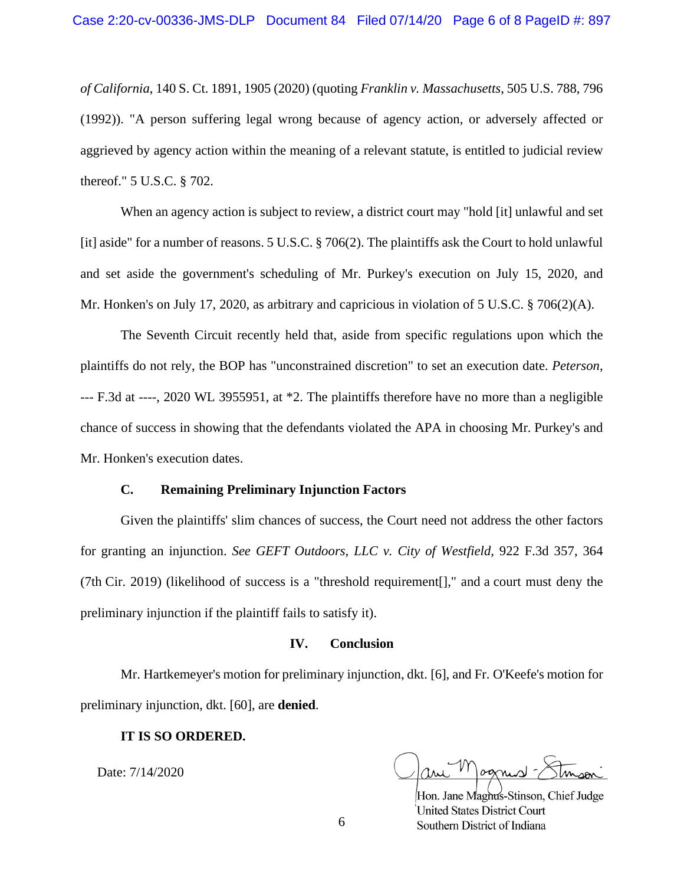*of California*, 140 S. Ct. 1891, 1905 (2020) (quoting *Franklin v. Massachusetts*, 505 U.S. 788, 796 (1992)). "A person suffering legal wrong because of agency action, or adversely affected or aggrieved by agency action within the meaning of a relevant statute, is entitled to judicial review thereof." 5 U.S.C. § 702.

When an agency action is subject to review, a district court may "hold [it] unlawful and set [it] aside" for a number of reasons. 5 U.S.C. § 706(2). The plaintiffs ask the Court to hold unlawful and set aside the government's scheduling of Mr. Purkey's execution on July 15, 2020, and Mr. Honken's on July 17, 2020, as arbitrary and capricious in violation of 5 U.S.C. § 706(2)(A).

The Seventh Circuit recently held that, aside from specific regulations upon which the plaintiffs do not rely, the BOP has "unconstrained discretion" to set an execution date. *Peterson*, --- F.3d at ----, 2020 WL 3955951, at *2. The plaintiffs therefore have no more than a negligible chance of success in showing that the defendants violated the APA in choosing Mr. Purkey's and Mr. Honken's execution dates.

### C. Remaining Preliminary Injunction Factors

Given the plaintiffs' slim chances of success, the Court need not address the other factors for granting an injunction. *See GEFT Outdoors, LLC v. City of Westfield*, 922 F.3d 357, 364 (7th Cir. 2019) (likelihood of success is a "threshold requirement[]," and a court must deny the preliminary injunction if the plaintiff fails to satisfy it).

## IV. Conclusion

Mr. Hartkemeyer's motion for preliminary injunction, dkt. [6], and Fr. O'Keefe's motion for preliminary injunction, dkt. [60], are **denied**.

**IT IS SO ORDERED.**

Date: 7/14/2020

Hon. Jane Magnus-Stinson, Chief Judge
United States District Court
Southern District of Indiana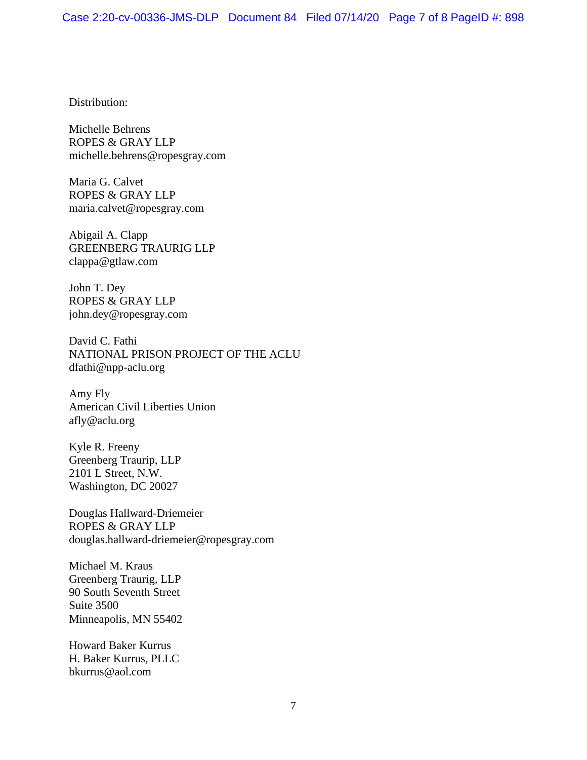Distribution:

Michelle Behrens
ROPES & GRAY LLP
michelle.behrens@ropesgray.com

Maria G. Calvet
ROPES & GRAY LLP
maria.calvet@ropesgray.com

Abigail A. Clapp
GREENBERG TRAURIG LLP
clappa@gtlaw.com

John T. Dey
ROPES & GRAY LLP
john.dey@ropesgray.com

David C. Fathi
NATIONAL PRISON PROJECT OF THE ACLU
dfathi@npp-aclu.org

Amy Fly
American Civil Liberties Union
afly@aclu.org

Kyle R. Freeny
Greenberg Traurip, LLP
2101 L Street, N.W.
Washington, DC 20027

Douglas Hallward-Driemeier
ROPES & GRAY LLP
douglas.hallward-driemeier@ropesgray.com

Michael M. Kraus
Greenberg Traurig, LLP
90 South Seventh Street
Suite 3500
Minneapolis, MN 55402

Howard Baker Kurrus
H. Baker Kurrus, PLLC
bkurrus@aol.com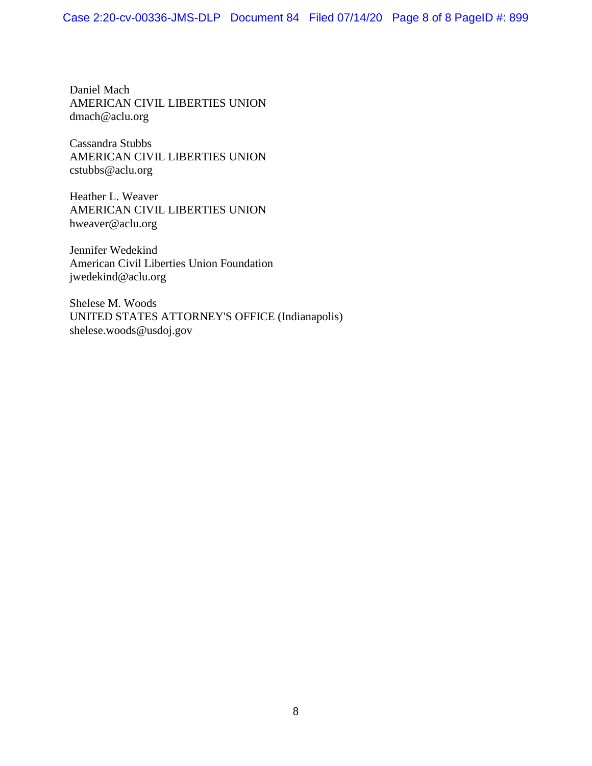Daniel Mach
AMERICAN CIVIL LIBERTIES UNION
dmach@aclu.org

Cassandra Stubbs
AMERICAN CIVIL LIBERTIES UNION
cstubbs@aclu.org

Heather L. Weaver
AMERICAN CIVIL LIBERTIES UNION
hweaver@aclu.org

Jennifer Wedekind
American Civil Liberties Union Foundation
jwedekind@aclu.org

Shelese M. Woods
UNITED STATES ATTORNEY'S OFFICE (Indianapolis)
shelese.woods@usdoj.gov